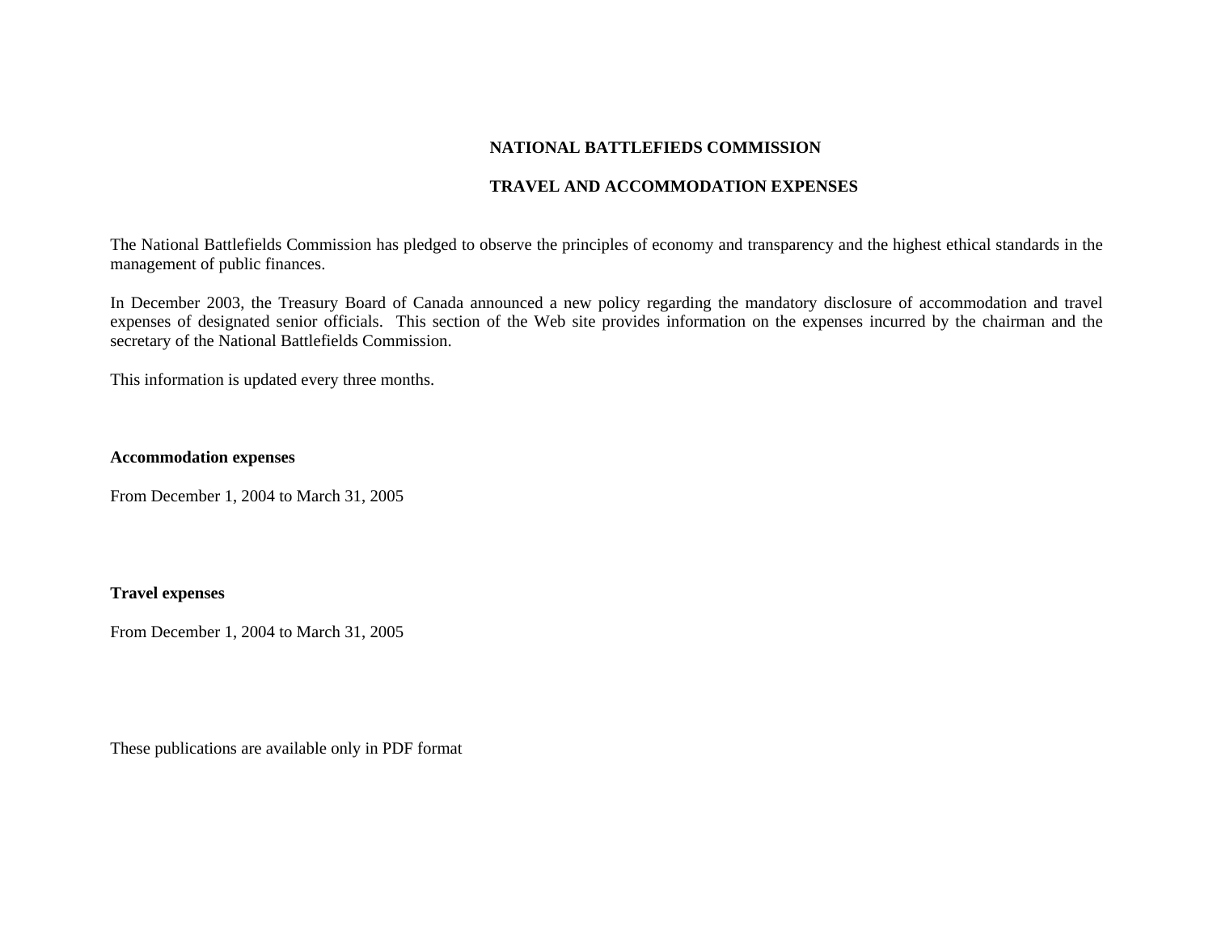# NATIONAL BATTLEFIEDS COMMISSION

## TRAVEL AND ACCOMMODATION EXPENSES

The National Battlefields Commission has pledged to observe the principles of economy and transparency and the highest ethical standards in the management of public finances.

In December 2003, the Treasury Board of Canada announced a new policy regarding the mandatory disclosure of accommodation and travel expenses of designated senior officials. This section of the Web site provides information on the expenses incurred by the chairman and the secretary of the National Battlefields Commission.

This information is updated every three months.

**Accommodation expenses**

From December 1, 2004 to March 31, 2005

**Travel expenses**

From December 1, 2004 to March 31, 2005

These publications are available only in PDF format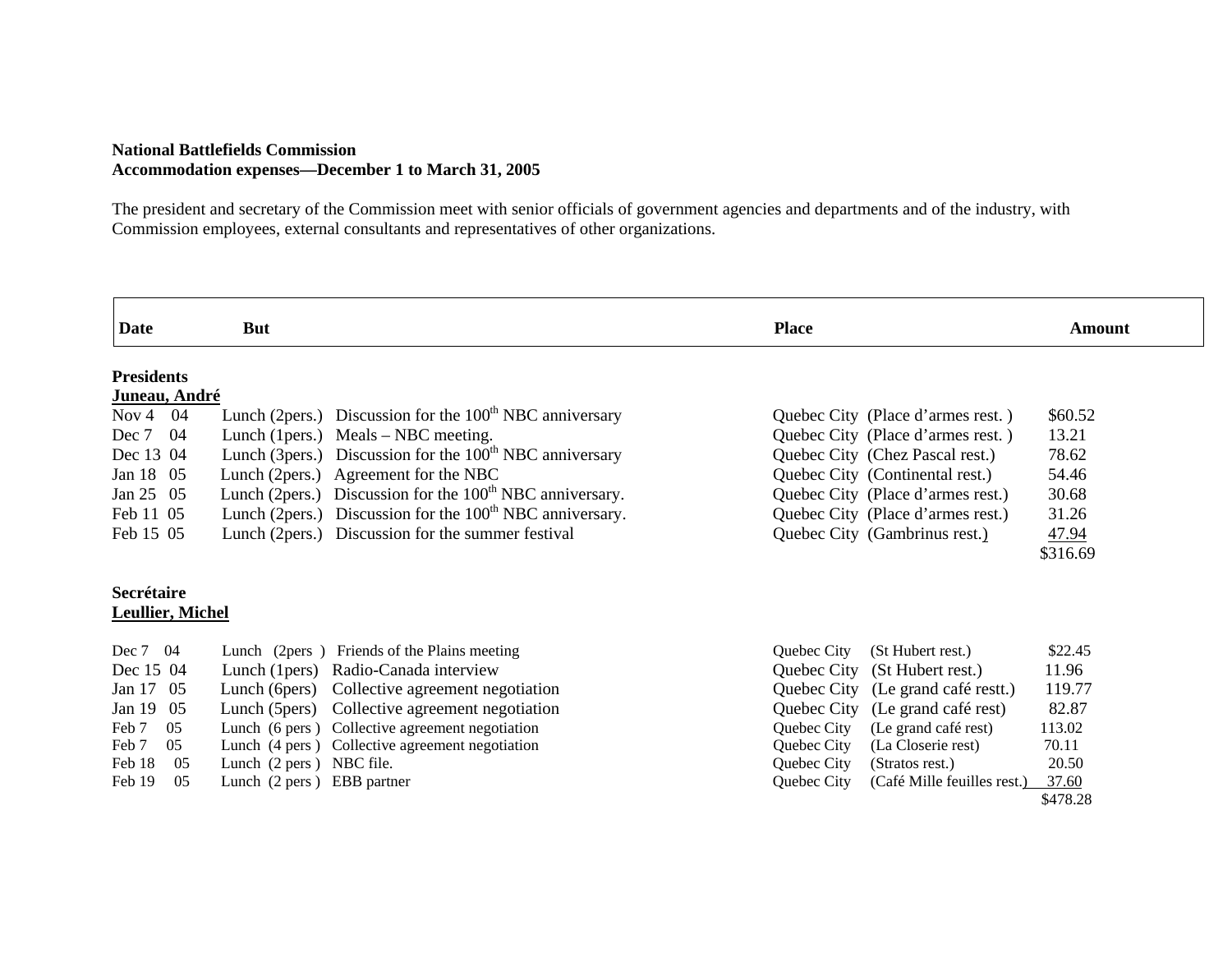**National Battlefields Commission**
**Accommodation expenses—December 1 to March 31, 2005**

The president and secretary of the Commission meet with senior officials of government agencies and departments and of the industry, with Commission employees, external consultants and representatives of other organizations.

| Date | But | Place | Amount |
|---|---|---|---|
| **Presidents** | | | |
| **Juneau, André** | | | |
| Nov 4 04 | Lunch (2pers.) Discussion for the 100th NBC anniversary | Quebec City (Place d'armes rest. ) | $60.52 |
| Dec 7 04 | Lunch (1pers.) Meals – NBC meeting. | Quebec City (Place d'armes rest. ) | 13.21 |
| Dec 13 04 | Lunch (3pers.) Discussion for the 100th NBC anniversary | Quebec City (Chez Pascal rest.) | 78.62 |
| Jan 18 05 | Lunch (2pers.) Agreement for the NBC | Quebec City (Continental rest.) | 54.46 |
| Jan 25 05 | Lunch (2pers.) Discussion for the 100th NBC anniversary. | Quebec City (Place d'armes rest.) | 30.68 |
| Feb 11 05 | Lunch (2pers.) Discussion for the 100th NBC anniversary. | Quebec City (Place d'armes rest.) | 31.26 |
| Feb 15 05 | Lunch (2pers.) Discussion for the summer festival | Quebec City (Gambrinus rest.) | 47.94 |
| | | | $316.69 |
| **Secrétaire** | | | |
| **Leullier, Michel** | | | |
| Dec 7 04 | Lunch (2pers ) Friends of the Plains meeting | Quebec City (St Hubert rest.) | $22.45 |
| Dec 15 04 | Lunch (1pers) Radio-Canada interview | Quebec City (St Hubert rest.) | 11.96 |
| Jan 17 05 | Lunch (6pers) Collective agreement negotiation | Quebec City (Le grand café restt.) | 119.77 |
| Jan 19 05 | Lunch (5pers) Collective agreement negotiation | Quebec City (Le grand café rest) | 82.87 |
| Feb 7 05 | Lunch (6 pers ) Collective agreement negotiation | Quebec City (Le grand café rest) | 113.02 |
| Feb 7 05 | Lunch (4 pers ) Collective agreement negotiation | Quebec City (La Closerie rest) | 70.11 |
| Feb 18 05 | Lunch (2 pers ) NBC file. | Quebec City (Stratos rest.) | 20.50 |
| Feb 19 05 | Lunch (2 pers ) EBB partner | Quebec City (Café Mille feuilles rest.) | 37.60 |
| | | | $478.28 |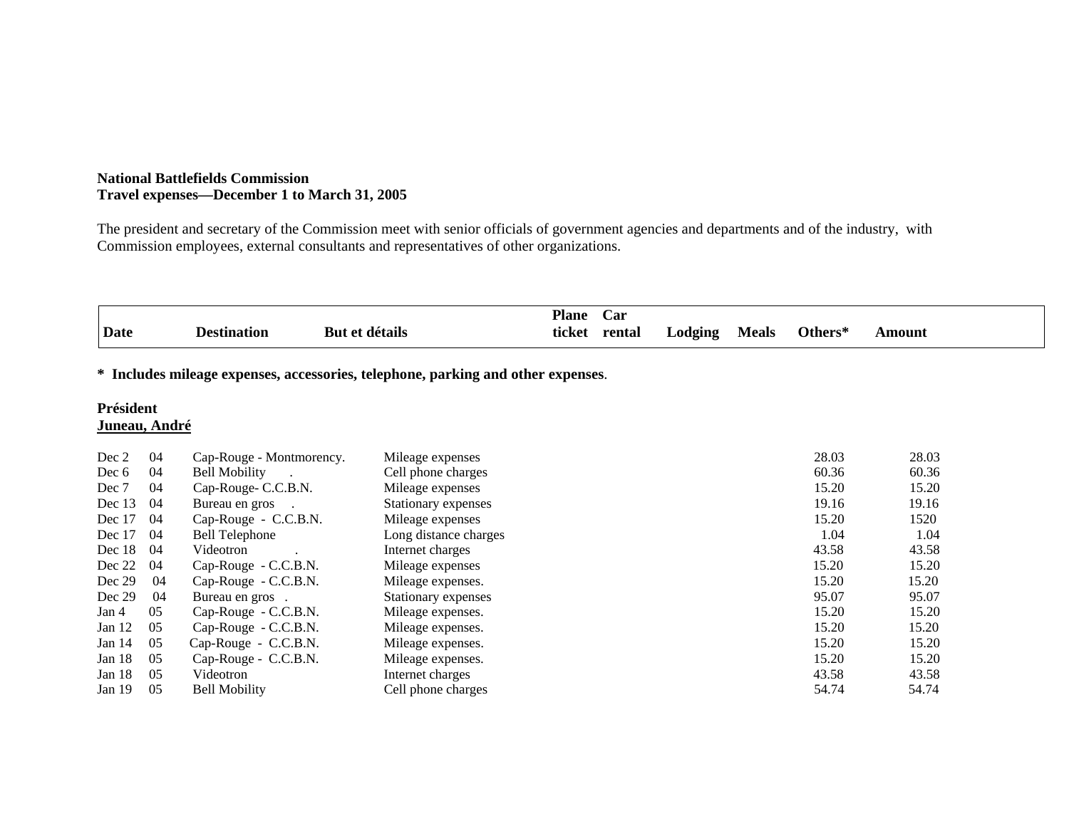**National Battlefields Commission**
**Travel expenses—December 1 to March 31, 2005**

The president and secretary of the Commission meet with senior officials of government agencies and departments and of the industry, with Commission employees, external consultants and representatives of other organizations.

| Date | Destination | But et détails | Plane ticket | Car rental | Lodging | Meals | Others* | Amount |
|---|---|---|---|---|---|---|---|---|

**\* Includes mileage expenses, accessories, telephone, parking and other expenses**.

**Président**
**<u>Juneau, André</u>**

| Date | Destination | But et détails | Plane ticket | Car rental | Lodging | Meals | Others* | Amount |
|---|---|---|---|---|---|---|---|---|
| Dec 2 04 | Cap-Rouge - Montmorency. | Mileage expenses | | | | | 28.03 | 28.03 |
| Dec 6 04 | Bell Mobility . | Cell phone charges | | | | | 60.36 | 60.36 |
| Dec 7 04 | Cap-Rouge- C.C.B.N. | Mileage expenses | | | | | 15.20 | 15.20 |
| Dec 13 04 | Bureau en gros . | Stationary expenses | | | | | 19.16 | 19.16 |
| Dec 17 04 | Cap-Rouge - C.C.B.N. | Mileage expenses | | | | | 15.20 | 1520 |
| Dec 17 04 | Bell Telephone | Long distance charges | | | | | 1.04 | 1.04 |
| Dec 18 04 | Videotron . | Internet charges | | | | | 43.58 | 43.58 |
| Dec 22 04 | Cap-Rouge - C.C.B.N. | Mileage expenses | | | | | 15.20 | 15.20 |
| Dec 29 04 | Cap-Rouge - C.C.B.N. | Mileage expenses. | | | | | 15.20 | 15.20 |
| Dec 29 04 | Bureau en gros . | Stationary expenses | | | | | 95.07 | 95.07 |
| Jan 4 05 | Cap-Rouge - C.C.B.N. | Mileage expenses. | | | | | 15.20 | 15.20 |
| Jan 12 05 | Cap-Rouge - C.C.B.N. | Mileage expenses. | | | | | 15.20 | 15.20 |
| Jan 14 05 | Cap-Rouge - C.C.B.N. | Mileage expenses. | | | | | 15.20 | 15.20 |
| Jan 18 05 | Cap-Rouge - C.C.B.N. | Mileage expenses. | | | | | 15.20 | 15.20 |
| Jan 18 05 | Videotron | Internet charges | | | | | 43.58 | 43.58 |
| Jan 19 05 | Bell Mobility | Cell phone charges | | | | | 54.74 | 54.74 |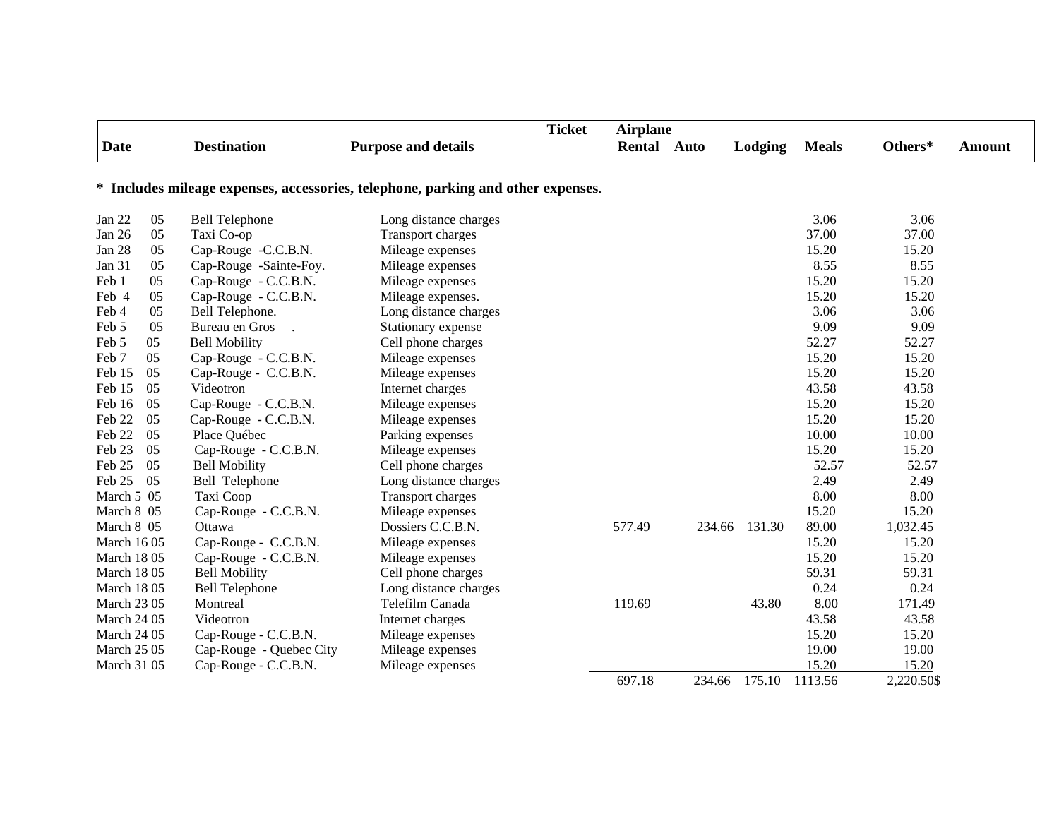| Date | Destination | Purpose and details | Ticket Airplane | Rental Auto | Lodging | Meals | Others* | Amount |
|---|---|---|---|---|---|---|---|---|

**\* Includes mileage expenses, accessories, telephone, parking and other expenses.**

| Date | Destination | Purpose and details | Ticket Airplane | Rental Auto | Lodging | Meals | Others* | Amount |
|---|---|---|---|---|---|---|---|---|
| Jan 22 05 | Bell Telephone | Long distance charges | | | | 3.06 | 3.06 | |
| Jan 26 05 | Taxi Co-op | Transport charges | | | | 37.00 | 37.00 | |
| Jan 28 05 | Cap-Rouge -C.C.B.N. | Mileage expenses | | | | 15.20 | 15.20 | |
| Jan 31 05 | Cap-Rouge -Sainte-Foy. | Mileage expenses | | | | 8.55 | 8.55 | |
| Feb 1 05 | Cap-Rouge - C.C.B.N. | Mileage expenses | | | | 15.20 | 15.20 | |
| Feb 4 05 | Cap-Rouge - C.C.B.N. | Mileage expenses. | | | | 15.20 | 15.20 | |
| Feb 4 05 | Bell Telephone. | Long distance charges | | | | 3.06 | 3.06 | |
| Feb 5 05 | Bureau en Gros . | Stationary expense | | | | 9.09 | 9.09 | |
| Feb 5 05 | Bell Mobility | Cell phone charges | | | | 52.27 | 52.27 | |
| Feb 7 05 | Cap-Rouge - C.C.B.N. | Mileage expenses | | | | 15.20 | 15.20 | |
| Feb 15 05 | Cap-Rouge - C.C.B.N. | Mileage expenses | | | | 15.20 | 15.20 | |
| Feb 15 05 | Videotron | Internet charges | | | | 43.58 | 43.58 | |
| Feb 16 05 | Cap-Rouge - C.C.B.N. | Mileage expenses | | | | 15.20 | 15.20 | |
| Feb 22 05 | Cap-Rouge - C.C.B.N. | Mileage expenses | | | | 15.20 | 15.20 | |
| Feb 22 05 | Place Québec | Parking expenses | | | | 10.00 | 10.00 | |
| Feb 23 05 | Cap-Rouge - C.C.B.N. | Mileage expenses | | | | 15.20 | 15.20 | |
| Feb 25 05 | Bell Mobility | Cell phone charges | | | | 52.57 | 52.57 | |
| Feb 25 05 | Bell Telephone | Long distance charges | | | | 2.49 | 2.49 | |
| March 5 05 | Taxi Coop | Transport charges | | | | 8.00 | 8.00 | |
| March 8 05 | Cap-Rouge - C.C.B.N. | Mileage expenses | | | | 15.20 | 15.20 | |
| March 8 05 | Ottawa | Dossiers C.C.B.N. | 577.49 | 234.66 | 131.30 | 89.00 | 1,032.45 | |
| March 16 05 | Cap-Rouge - C.C.B.N. | Mileage expenses | | | | 15.20 | 15.20 | |
| March 18 05 | Cap-Rouge - C.C.B.N. | Mileage expenses | | | | 15.20 | 15.20 | |
| March 18 05 | Bell Mobility | Cell phone charges | | | | 59.31 | 59.31 | |
| March 18 05 | Bell Telephone | Long distance charges | | | | 0.24 | 0.24 | |
| March 23 05 | Montreal | Telefilm Canada | 119.69 | | 43.80 | 8.00 | 171.49 | |
| March 24 05 | Videotron | Internet charges | | | | 43.58 | 43.58 | |
| March 24 05 | Cap-Rouge - C.C.B.N. | Mileage expenses | | | | 15.20 | 15.20 | |
| March 25 05 | Cap-Rouge - Quebec City | Mileage expenses | | | | 19.00 | 19.00 | |
| March 31 05 | Cap-Rouge - C.C.B.N. | Mileage expenses | | | | 15.20 | 15.20 | |
| | | | 697.18 | 234.66 | 175.10 | 1113.56 | 2,220.50$ | |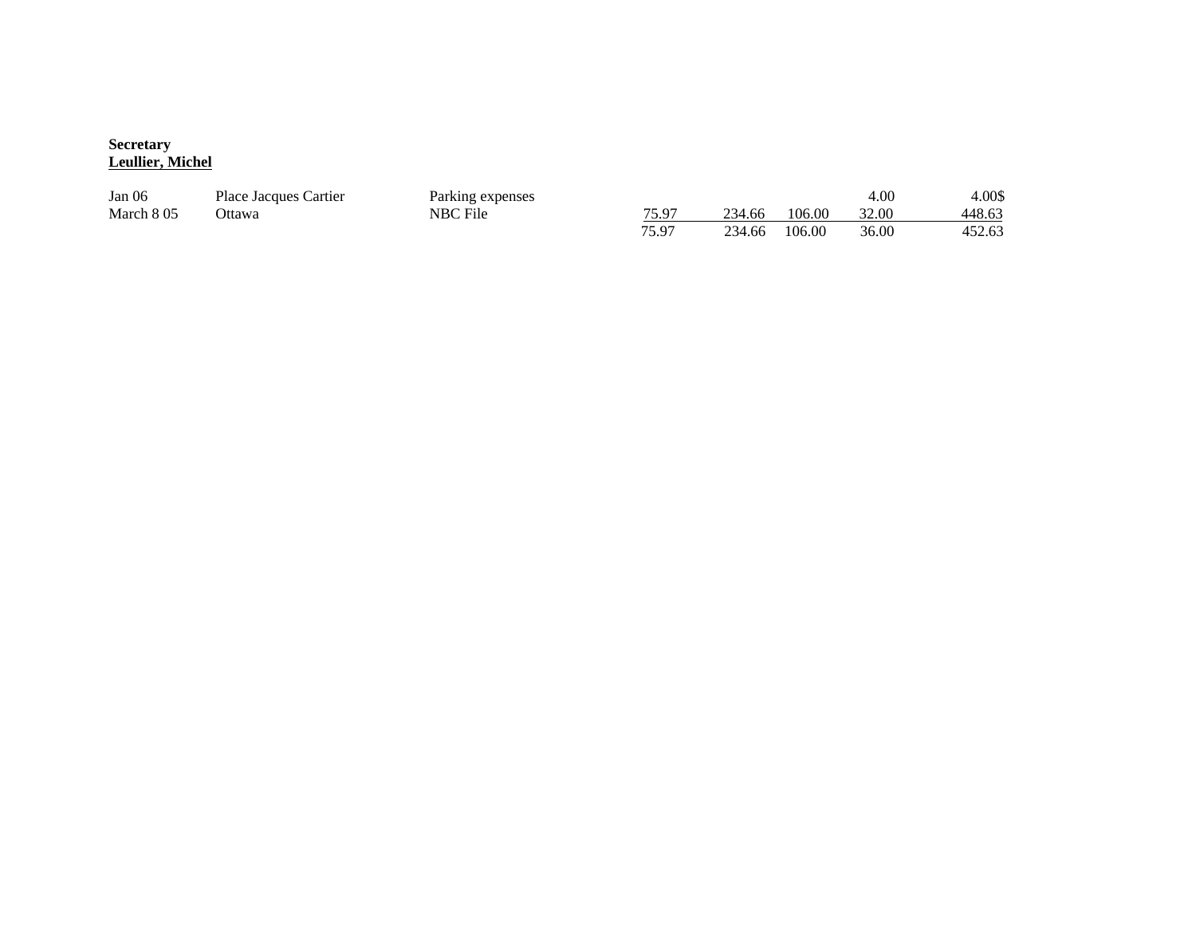**Secretary**
**Leullier, Michel**

| | | | | | | | |
|---|---|---|---|---|---|---|---|
| Jan 06 | Place Jacques Cartier | Parking expenses | | | | 4.00 | 4.00$ |
| March 8 05 | Ottawa | NBC File | 75.97 | 234.66 | 106.00 | 32.00 | 448.63 |
| | | | 75.97 | 234.66 | 106.00 | 36.00 | 452.63 |